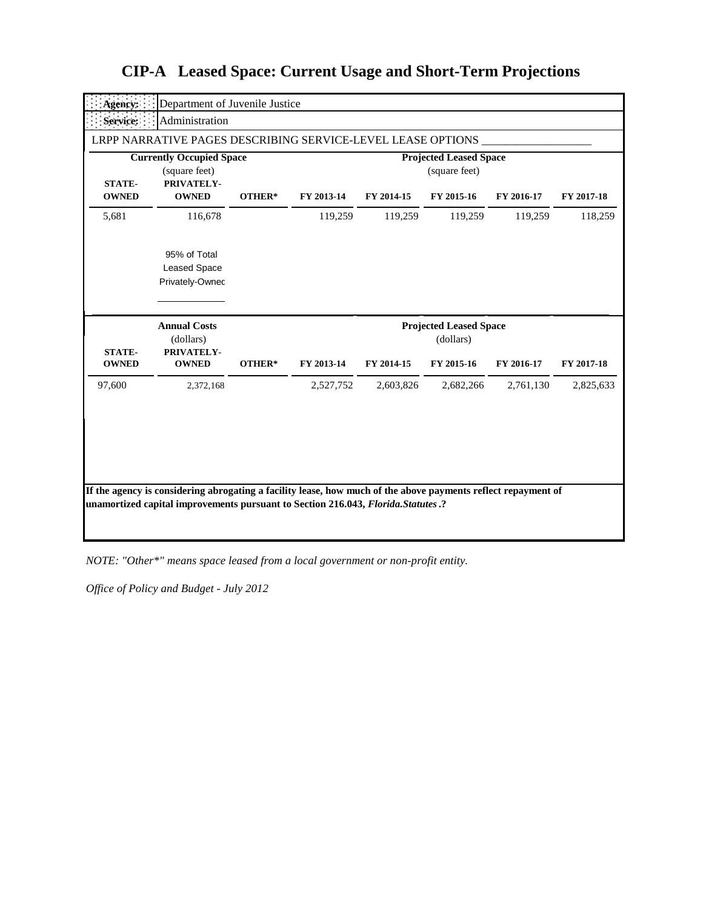# CIP-A Leased Space: Current Usage and Short-Term Projections

**Agency:** Department of Juvenile Justice

**Service:** Administration

LRPP NARRATIVE PAGES DESCRIBING SERVICE-LEVEL LEASE OPTIONS ___________________

| Currently Occupied Space (square feet) | | | Projected Leased Space (square feet) | | | | |
|---|---|---|---|---|---|---|---|
| **STATE-OWNED** | **PRIVATELY-OWNED** | **OTHER*** | **FY 2013-14** | **FY 2014-15** | **FY 2015-16** | **FY 2016-17** | **FY 2017-18** |
| 5,681 | 116,678 | | 119,259 | 119,259 | 119,259 | 119,259 | 118,259 |
| | 95% of Total Leased Space Privately-Owned | | | | | | |

| Annual Costs (dollars) | | | Projected Leased Space (dollars) | | | | |
|---|---|---|---|---|---|---|---|
| **STATE-OWNED** | **PRIVATELY-OWNED** | **OTHER*** | **FY 2013-14** | **FY 2014-15** | **FY 2015-16** | **FY 2016-17** | **FY 2017-18** |
| 97,600 | 2,372,168 | | 2,527,752 | 2,603,826 | 2,682,266 | 2,761,130 | 2,825,633 |

**If the agency is considering abrogating a facility lease, how much of the above payments reflect repayment of unamortized capital improvements pursuant to Section 216.043, *Florida.Statutes*.?**

*NOTE: "Other*" means space leased from a local government or non-profit entity.*

*Office of Policy and Budget - July 2012*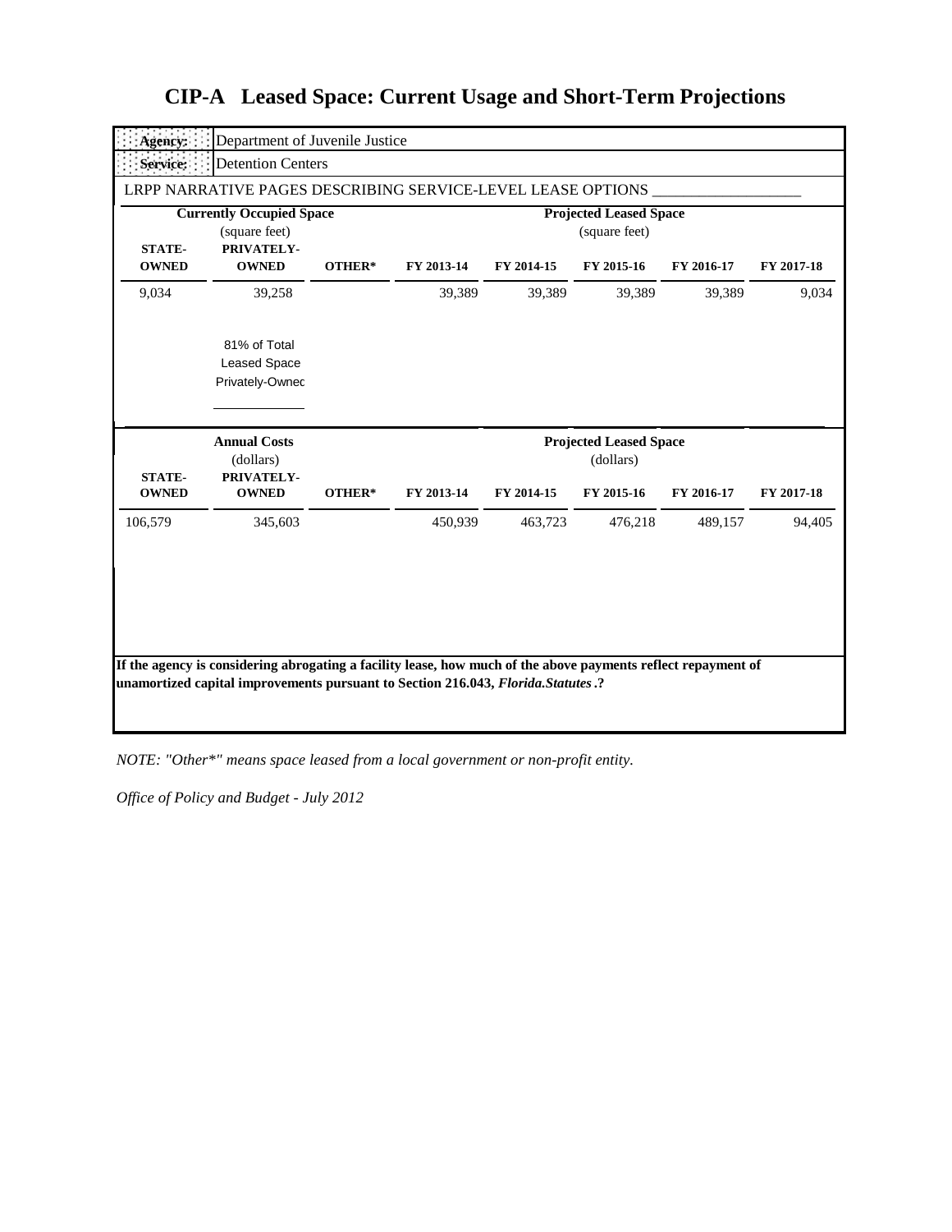# CIP-A Leased Space: Current Usage and Short-Term Projections

| **Agency:** | Department of Juvenile Justice | | | | | | |
|---|---|---|---|---|---|---|---|
| **Service:** | Detention Centers | | | | | | |

LRPP NARRATIVE PAGES DESCRIBING SERVICE-LEVEL LEASE OPTIONS ___________________

| **Currently Occupied Space** (square feet) | | | **Projected Leased Space** (square feet) | | | | |
|---|---|---|---|---|---|---|---|
| **STATE-OWNED** | **PRIVATELY-OWNED** | **OTHER*** | **FY 2013-14** | **FY 2014-15** | **FY 2015-16** | **FY 2016-17** | **FY 2017-18** |
| 9,034 | 39,258 | | 39,389 | 39,389 | 39,389 | 39,389 | 9,034 |
| | 81% of Total Leased Space Privately-Owned | | | | | | |

| **Annual Costs** (dollars) | | | **Projected Leased Space** (dollars) | | | | |
|---|---|---|---|---|---|---|---|
| **STATE-OWNED** | **PRIVATELY-OWNED** | **OTHER*** | **FY 2013-14** | **FY 2014-15** | **FY 2015-16** | **FY 2016-17** | **FY 2017-18** |
| 106,579 | 345,603 | | 450,939 | 463,723 | 476,218 | 489,157 | 94,405 |

**If the agency is considering abrogating a facility lease, how much of the above payments reflect repayment of unamortized capital improvements pursuant to Section 216.043, *Florida.Statutes*.?**

*NOTE: "Other*" means space leased from a local government or non-profit entity.*

*Office of Policy and Budget - July 2012*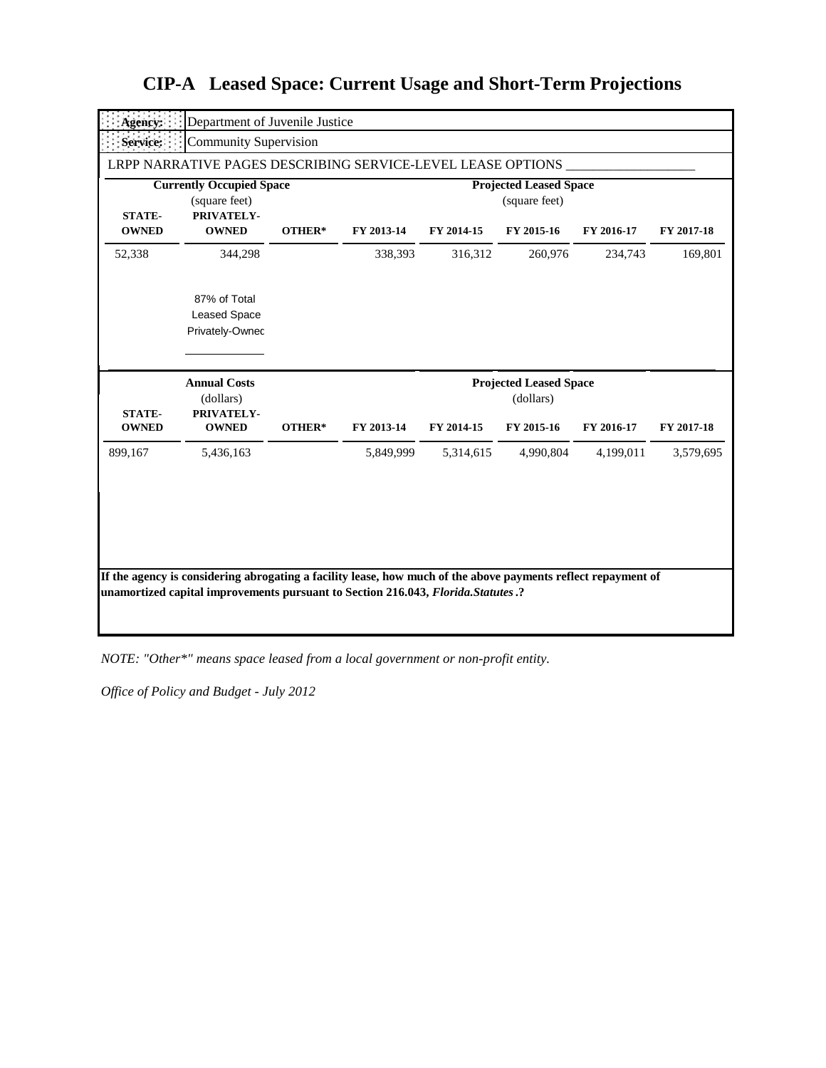# CIP-A Leased Space: Current Usage and Short-Term Projections

**Agency:** Department of Juvenile Justice

**Service:** Community Supervision

LRPP NARRATIVE PAGES DESCRIBING SERVICE-LEVEL LEASE OPTIONS ___________________

| Currently Occupied Space (square feet) | | | Projected Leased Space (square feet) | | | | |
|---|---|---|---|---|---|---|---|
| **STATE-OWNED** | **PRIVATELY-OWNED** | **OTHER*** | **FY 2013-14** | **FY 2014-15** | **FY 2015-16** | **FY 2016-17** | **FY 2017-18** |
| 52,338 | 344,298 | | 338,393 | 316,312 | 260,976 | 234,743 | 169,801 |
| | 87% of Total Leased Space Privately-Owned | | | | | | |

| Annual Costs (dollars) | | | Projected Leased Space (dollars) | | | | |
|---|---|---|---|---|---|---|---|
| **STATE-OWNED** | **PRIVATELY-OWNED** | **OTHER*** | **FY 2013-14** | **FY 2014-15** | **FY 2015-16** | **FY 2016-17** | **FY 2017-18** |
| 899,167 | 5,436,163 | | 5,849,999 | 5,314,615 | 4,990,804 | 4,199,011 | 3,579,695 |

**If the agency is considering abrogating a facility lease, how much of the above payments reflect repayment of unamortized capital improvements pursuant to Section 216.043, *Florida.Statutes*.?**

*NOTE: "Other*" means space leased from a local government or non-profit entity.*

*Office of Policy and Budget - July 2012*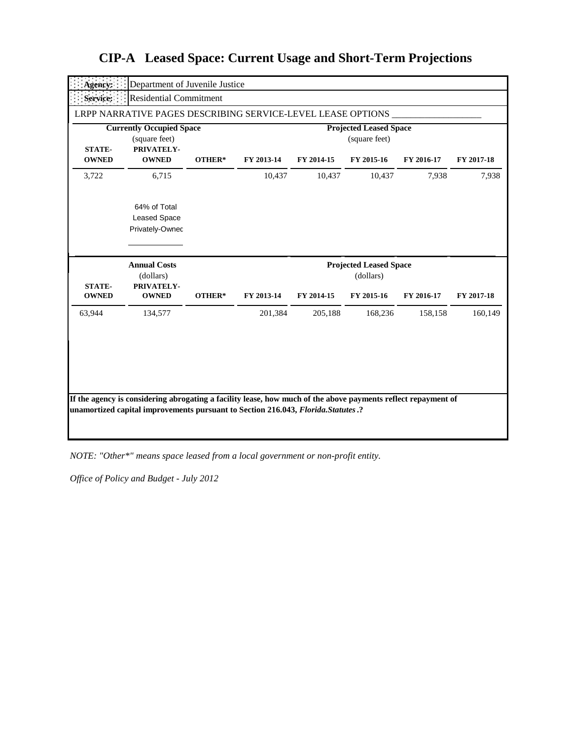# CIP-A Leased Space: Current Usage and Short-Term Projections

| | |
|---|---|
| **Agency:** | Department of Juvenile Justice |
| **Service:** | Residential Commitment |

LRPP NARRATIVE PAGES DESCRIBING SERVICE-LEVEL LEASE OPTIONS ___________________

| **Currently Occupied Space** (square feet) | | | **Projected Leased Space** (square feet) | | | | |
|---|---|---|---|---|---|---|---|
| **STATE-OWNED** | **PRIVATELY-OWNED** | **OTHER*** | **FY 2013-14** | **FY 2014-15** | **FY 2015-16** | **FY 2016-17** | **FY 2017-18** |
| 3,722 | 6,715 | | 10,437 | 10,437 | 10,437 | 7,938 | 7,938 |
| | 64% of Total Leased Space Privately-Owned | | | | | | |

| **Annual Costs** (dollars) | | | **Projected Leased Space** (dollars) | | | | |
|---|---|---|---|---|---|---|---|
| **STATE-OWNED** | **PRIVATELY-OWNED** | **OTHER*** | **FY 2013-14** | **FY 2014-15** | **FY 2015-16** | **FY 2016-17** | **FY 2017-18** |
| 63,944 | 134,577 | | 201,384 | 205,188 | 168,236 | 158,158 | 160,149 |

**If the agency is considering abrogating a facility lease, how much of the above payments reflect repayment of unamortized capital improvements pursuant to Section 216.043, *Florida.Statutes*.?**

*NOTE: "Other*" means space leased from a local government or non-profit entity.*

*Office of Policy and Budget - July 2012*